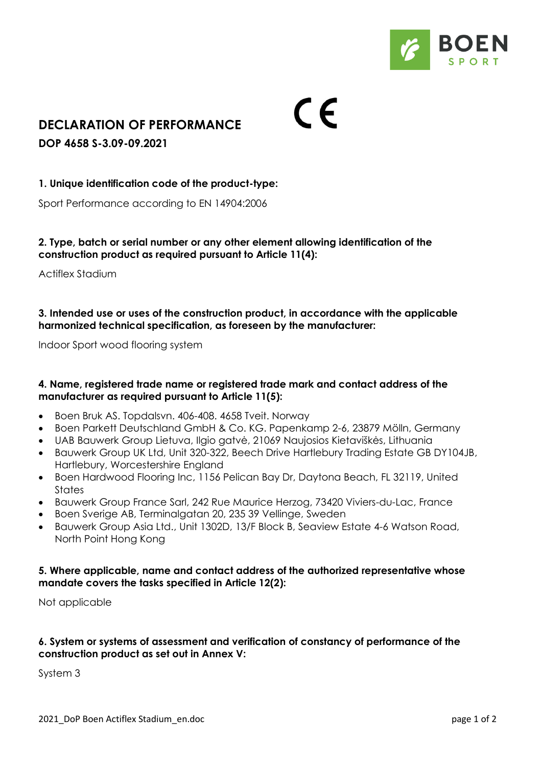# DECLARATION OF PERFORMANCE

**DOP 4658 S-3.09-09.2021**

**1. Unique identification code of the product-type:**

Sport Performance according to EN 14904:2006

**2. Type, batch or serial number or any other element allowing identification of the construction product as required pursuant to Article 11(4):**

Actiflex Stadium

**3. Intended use or uses of the construction product, in accordance with the applicable harmonized technical specification, as foreseen by the manufacturer:**

Indoor Sport wood flooring system

**4. Name, registered trade name or registered trade mark and contact address of the manufacturer as required pursuant to Article 11(5):**

- Boen Bruk AS. Topdalsvn. 406-408. 4658 Tveit. Norway
- Boen Parkett Deutschland GmbH & Co. KG. Papenkamp 2-6, 23879 Mölln, Germany
- UAB Bauwerk Group Lietuva, Ilgio gatvė, 21069 Naujosios Kietaviškės, Lithuania
- Bauwerk Group UK Ltd, Unit 320-322, Beech Drive Hartlebury Trading Estate GB DY104JB, Hartlebury, Worcestershire England
- Boen Hardwood Flooring Inc, 1156 Pelican Bay Dr, Daytona Beach, FL 32119, United States
- Bauwerk Group France Sarl, 242 Rue Maurice Herzog, 73420 Viviers-du-Lac, France
- Boen Sverige AB, Terminalgatan 20, 235 39 Vellinge, Sweden
- Bauwerk Group Asia Ltd., Unit 1302D, 13/F Block B, Seaview Estate 4-6 Watson Road, North Point Hong Kong

**5. Where applicable, name and contact address of the authorized representative whose mandate covers the tasks specified in Article 12(2):**

Not applicable

**6. System or systems of assessment and verification of constancy of performance of the construction product as set out in Annex V:**

System 3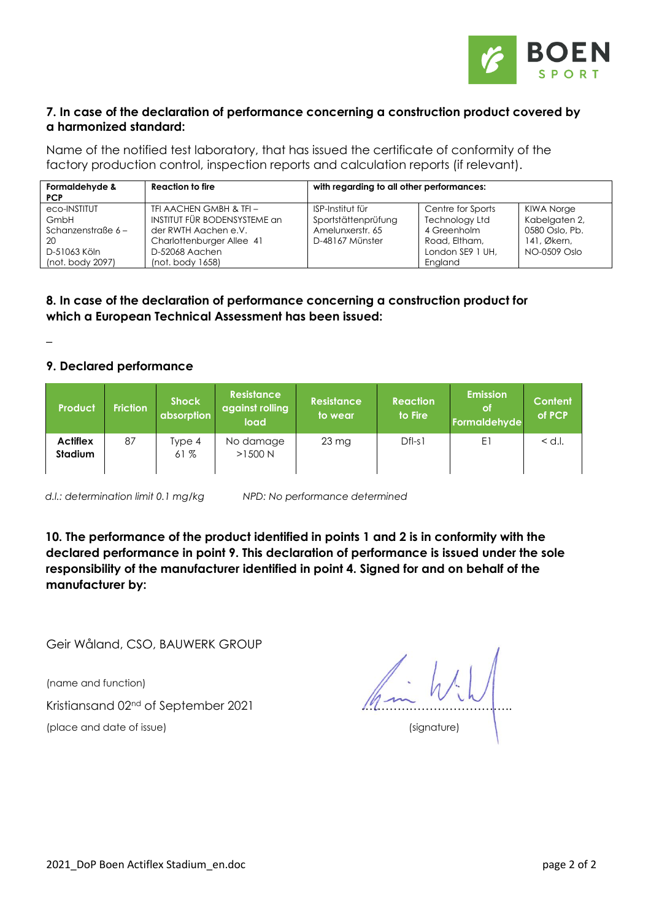### 7. In case of the declaration of performance concerning a construction product covered by a harmonized standard:

Name of the notified test laboratory, that has issued the certificate of conformity of the factory production control, inspection reports and calculation reports (if relevant).

| Formaldehyde & PCP | Reaction to fire | with regarding to all other performances: | | |
|---|---|---|---|---|
| eco-INSTITUT GmbH Schanzenstraße 6 – 20 D-51063 Köln (not. body 2097) | TFI AACHEN GMBH & TFI – INSTITUT FÜR BODENSYSTEME an der RWTH Aachen e.V. Charlottenburger Allee 41 D-52068 Aachen (not. body 1658) | ISP-Institut für Sportstättenprüfung Amelunxerstr. 65 D-48167 Münster | Centre for Sports Technology Ltd 4 Greenholm Road, Eltham, London SE9 1 UH, England | KIWA Norge Kabelgaten 2, 0580 Oslo, Pb. 141, Økern, NO-0509 Oslo |

### 8. In case of the declaration of performance concerning a construction product for which a European Technical Assessment has been issued:

–

### 9. Declared performance

| Product | Friction | Shock absorption | Resistance against rolling load | Resistance to wear | Reaction to Fire | Emission of Formaldehyde | Content of PCP |
|---|---|---|---|---|---|---|---|
| **Actiflex Stadium** | 87 | Type 4<br>61 % | No damage<br>>1500 N | 23 mg | Dfl-s1 | E1 | < d.l. |

*d.l.: determination limit 0.1 mg/kg* *NPD: No performance determined*

**10. The performance of the product identified in points 1 and 2 is in conformity with the declared performance in point 9. This declaration of performance is issued under the sole responsibility of the manufacturer identified in point 4. Signed for and on behalf of the manufacturer by:**

Geir Wåland, CSO, BAUWERK GROUP

(name and function)

Kristiansand 02nd of September 2021

(place and date of issue)

………………………………….

(signature)